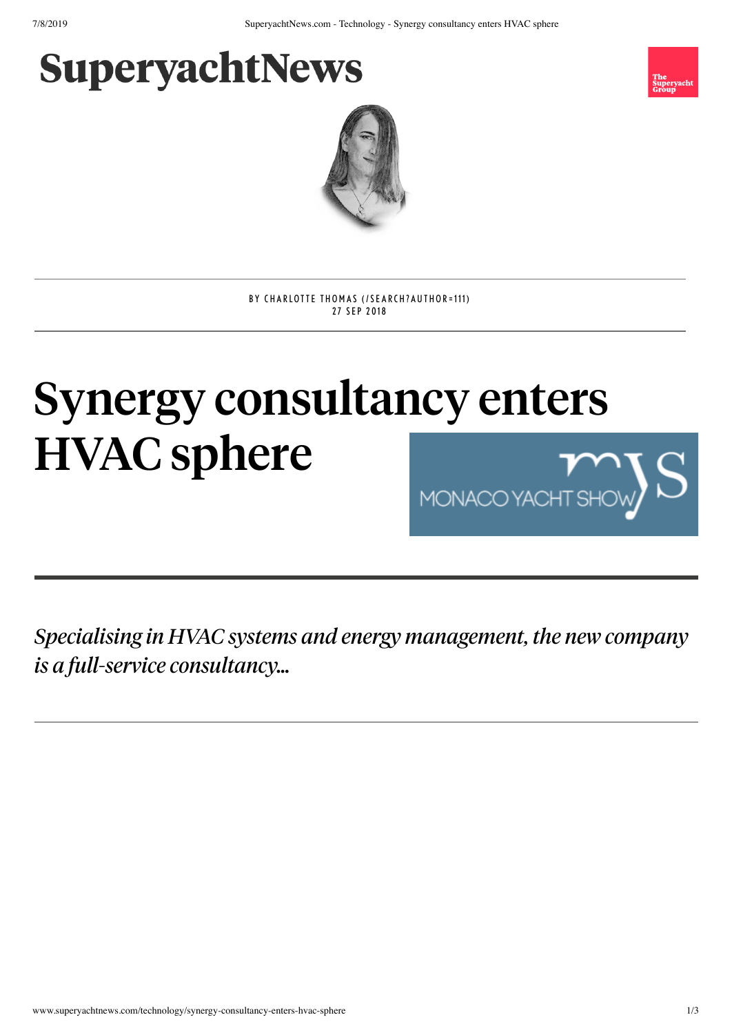SuperyachtNews

BY CHARLOTTE THOMAS (/SEARCH?AUTHOR=111)
27 SEP 2018

# Synergy consultancy enters HVAC sphere

*Specialising in HVAC systems and energy management, the new company is a full-service consultancy...*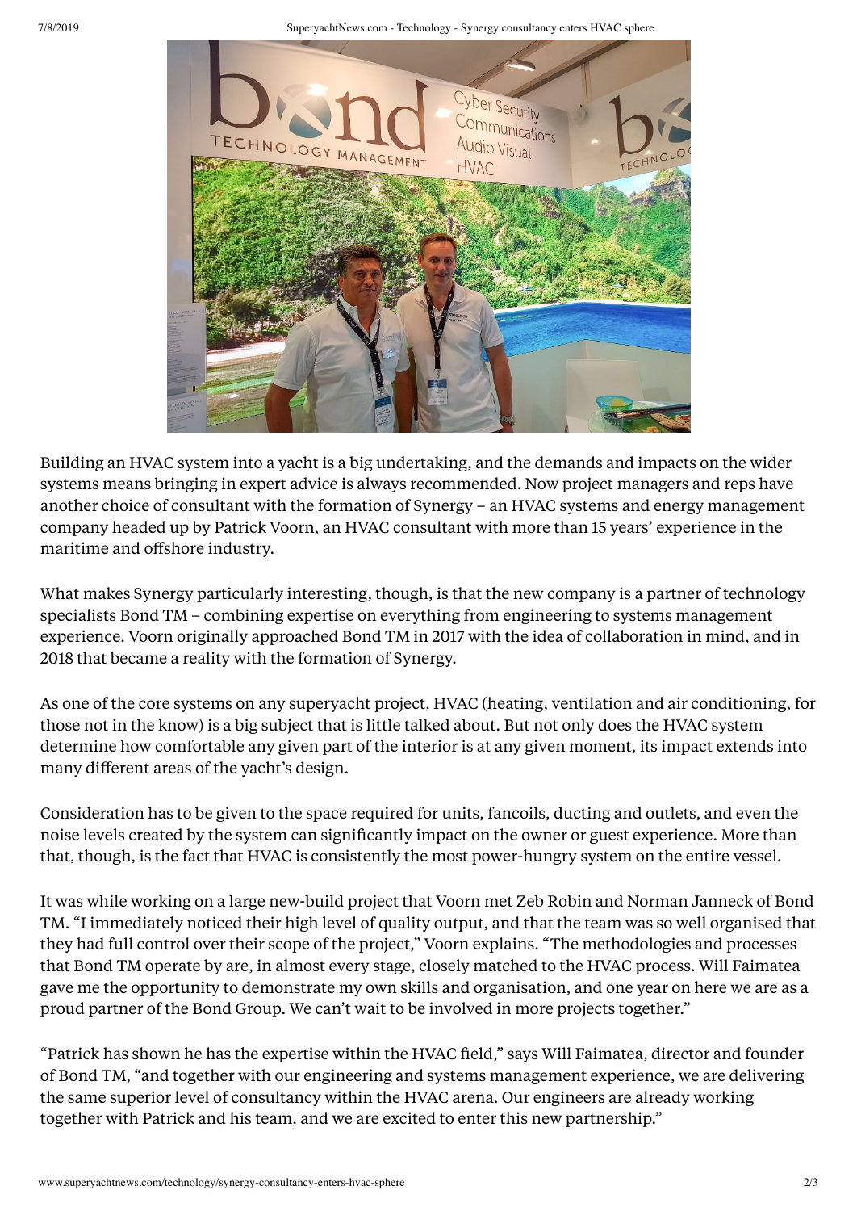Building an HVAC system into a yacht is a big undertaking, and the demands and impacts on the wider systems means bringing in expert advice is always recommended. Now project managers and reps have another choice of consultant with the formation of Synergy – an HVAC systems and energy management company headed up by Patrick Voorn, an HVAC consultant with more than 15 years' experience in the maritime and offshore industry.

What makes Synergy particularly interesting, though, is that the new company is a partner of technology specialists Bond TM – combining expertise on everything from engineering to systems management experience. Voorn originally approached Bond TM in 2017 with the idea of collaboration in mind, and in 2018 that became a reality with the formation of Synergy.

As one of the core systems on any superyacht project, HVAC (heating, ventilation and air conditioning, for those not in the know) is a big subject that is little talked about. But not only does the HVAC system determine how comfortable any given part of the interior is at any given moment, its impact extends into many different areas of the yacht's design.

Consideration has to be given to the space required for units, fancoils, ducting and outlets, and even the noise levels created by the system can significantly impact on the owner or guest experience. More than that, though, is the fact that HVAC is consistently the most power-hungry system on the entire vessel.

It was while working on a large new-build project that Voorn met Zeb Robin and Norman Janneck of Bond TM. "I immediately noticed their high level of quality output, and that the team was so well organised that they had full control over their scope of the project," Voorn explains. "The methodologies and processes that Bond TM operate by are, in almost every stage, closely matched to the HVAC process. Will Faimatea gave me the opportunity to demonstrate my own skills and organisation, and one year on here we are as a proud partner of the Bond Group. We can't wait to be involved in more projects together."

"Patrick has shown he has the expertise within the HVAC field," says Will Faimatea, director and founder of Bond TM, "and together with our engineering and systems management experience, we are delivering the same superior level of consultancy within the HVAC arena. Our engineers are already working together with Patrick and his team, and we are excited to enter this new partnership."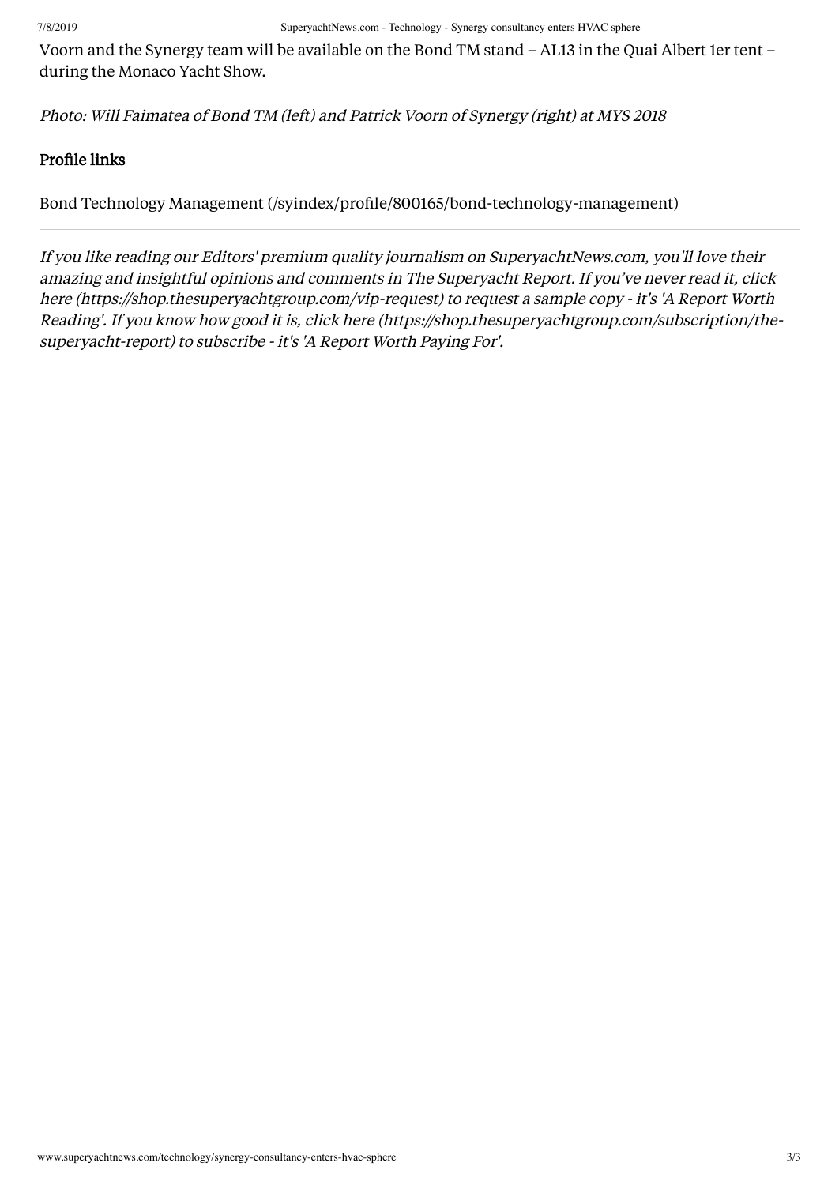Voorn and the Synergy team will be available on the Bond TM stand – AL13 in the Quai Albert 1er tent – during the Monaco Yacht Show.

*Photo: Will Faimatea of Bond TM (left) and Patrick Voorn of Synergy (right) at MYS 2018*

## Profile links

Bond Technology Management (/syindex/profile/800165/bond-technology-management)

---

*If you like reading our Editors' premium quality journalism on SuperyachtNews.com, you'll love their amazing and insightful opinions and comments in The Superyacht Report. If you've never read it, click here (https://shop.thesuperyachtgroup.com/vip-request) to request a sample copy - it's 'A Report Worth Reading'. If you know how good it is, click here (https://shop.thesuperyachtgroup.com/subscription/the-superyacht-report) to subscribe - it's 'A Report Worth Paying For'.*